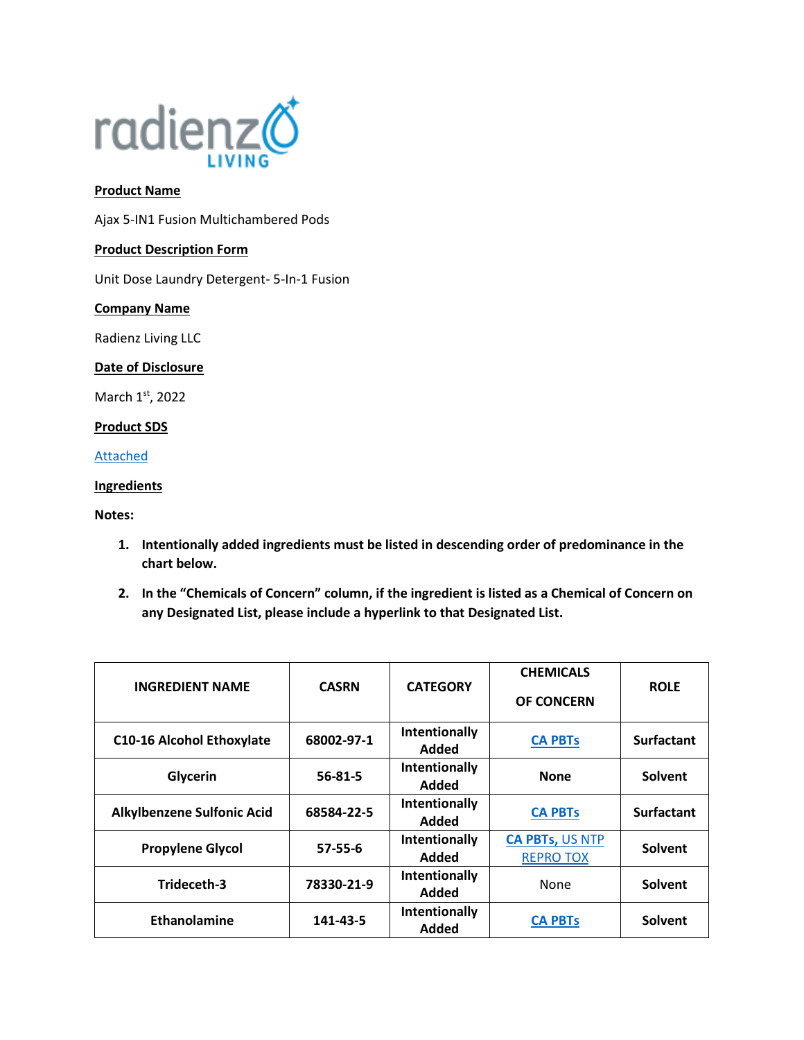radienz LIVING

**Product Name**

Ajax 5-IN1 Fusion Multichambered Pods

**Product Description Form**

Unit Dose Laundry Detergent- 5-In-1 Fusion

**Company Name**

Radienz Living LLC

**Date of Disclosure**

March 1st, 2022

**Product SDS**

Attached

**Ingredients**

**Notes:**

1. **Intentionally added ingredients must be listed in descending order of predominance in the chart below.**
2. **In the "Chemicals of Concern" column, if the ingredient is listed as a Chemical of Concern on any Designated List, please include a hyperlink to that Designated List.**

| INGREDIENT NAME | CASRN | CATEGORY | CHEMICALS OF CONCERN | ROLE |
|---|---|---|---|---|
| C10-16 Alcohol Ethoxylate | 68002-97-1 | Intentionally Added | CA PBTs | Surfactant |
| Glycerin | 56-81-5 | Intentionally Added | None | Solvent |
| Alkylbenzene Sulfonic Acid | 68584-22-5 | Intentionally Added | CA PBTs | Surfactant |
| Propylene Glycol | 57-55-6 | Intentionally Added | CA PBTs, US NTP REPRO TOX | Solvent |
| Trideceth-3 | 78330-21-9 | Intentionally Added | None | Solvent |
| Ethanolamine | 141-43-5 | Intentionally Added | CA PBTs | Solvent |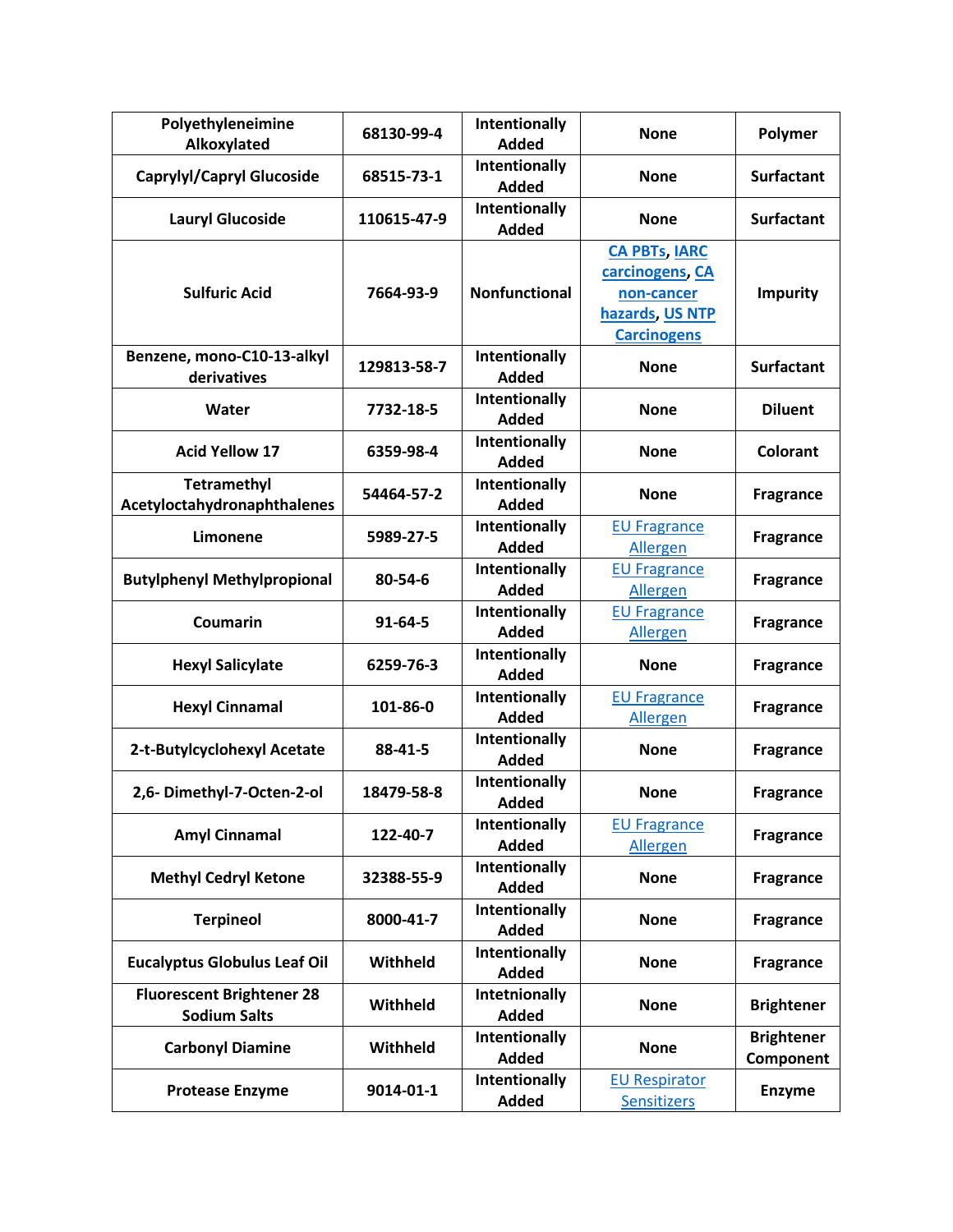| Polyethyleneimine Alkoxylated | 68130-99-4 | Intentionally Added | None | Polymer |
|---|---|---|---|---|
| Caprylyl/Capryl Glucoside | 68515-73-1 | Intentionally Added | None | Surfactant |
| Lauryl Glucoside | 110615-47-9 | Intentionally Added | None | Surfactant |
| Sulfuric Acid | 7664-93-9 | Nonfunctional | CA PBTs, IARC carcinogens, CA non-cancer hazards, US NTP Carcinogens | Impurity |
| Benzene, mono-C10-13-alkyl derivatives | 129813-58-7 | Intentionally Added | None | Surfactant |
| Water | 7732-18-5 | Intentionally Added | None | Diluent |
| Acid Yellow 17 | 6359-98-4 | Intentionally Added | None | Colorant |
| Tetramethyl Acetyloctahydronaphthalenes | 54464-57-2 | Intentionally Added | None | Fragrance |
| Limonene | 5989-27-5 | Intentionally Added | EU Fragrance Allergen | Fragrance |
| Butylphenyl Methylpropional | 80-54-6 | Intentionally Added | EU Fragrance Allergen | Fragrance |
| Coumarin | 91-64-5 | Intentionally Added | EU Fragrance Allergen | Fragrance |
| Hexyl Salicylate | 6259-76-3 | Intentionally Added | None | Fragrance |
| Hexyl Cinnamal | 101-86-0 | Intentionally Added | EU Fragrance Allergen | Fragrance |
| 2-t-Butylcyclohexyl Acetate | 88-41-5 | Intentionally Added | None | Fragrance |
| 2,6- Dimethyl-7-Octen-2-ol | 18479-58-8 | Intentionally Added | None | Fragrance |
| Amyl Cinnamal | 122-40-7 | Intentionally Added | EU Fragrance Allergen | Fragrance |
| Methyl Cedryl Ketone | 32388-55-9 | Intentionally Added | None | Fragrance |
| Terpineol | 8000-41-7 | Intentionally Added | None | Fragrance |
| Eucalyptus Globulus Leaf Oil | Withheld | Intentionally Added | None | Fragrance |
| Fluorescent Brightener 28 Sodium Salts | Withheld | Intetnionally Added | None | Brightener |
| Carbonyl Diamine | Withheld | Intentionally Added | None | Brightener Component |
| Protease Enzyme | 9014-01-1 | Intentionally Added | EU Respirator Sensitizers | Enzyme |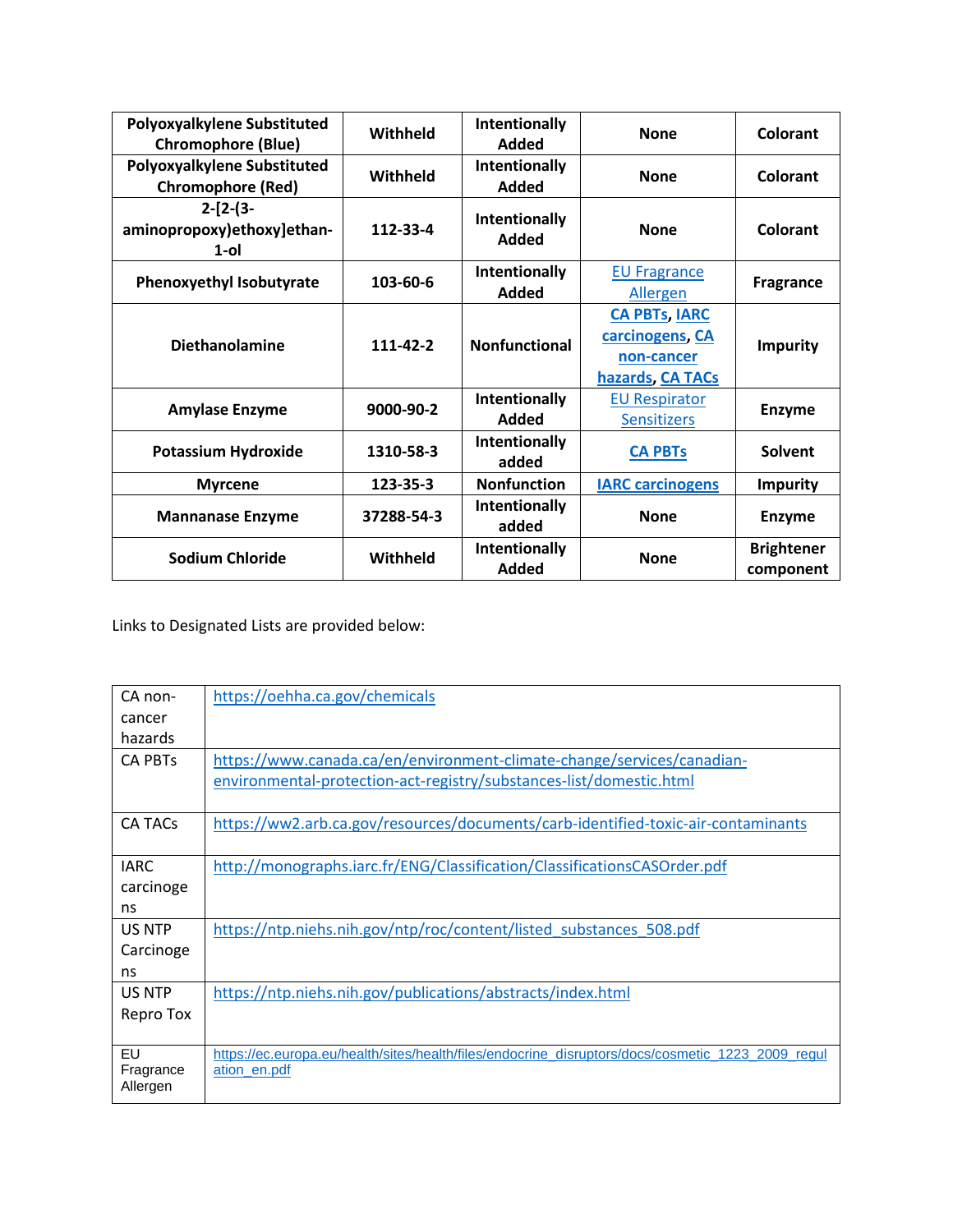| **Polyoxyalkylene Substituted Chromophore (Blue)** | **Withheld** | **Intentionally Added** | **None** | **Colorant** |
|---|---|---|---|---|
| **Polyoxyalkylene Substituted Chromophore (Red)** | **Withheld** | **Intentionally Added** | **None** | **Colorant** |
| **2-[2-(3-aminopropoxy)ethoxy]ethan-1-ol** | **112-33-4** | **Intentionally Added** | **None** | **Colorant** |
| **Phenoxyethyl Isobutyrate** | **103-60-6** | **Intentionally Added** | EU Fragrance Allergen | **Fragrance** |
| **Diethanolamine** | **111-42-2** | **Nonfunctional** | **CA PBTs, IARC carcinogens, CA non-cancer hazards, CA TACs** | **Impurity** |
| **Amylase Enzyme** | **9000-90-2** | **Intentionally Added** | EU Respirator Sensitizers | **Enzyme** |
| **Potassium Hydroxide** | **1310-58-3** | **Intentionally added** | **CA PBTs** | **Solvent** |
| **Myrcene** | **123-35-3** | **Nonfunction** | **IARC carcinogens** | **Impurity** |
| **Mannanase Enzyme** | **37288-54-3** | **Intentionally added** | **None** | **Enzyme** |
| **Sodium Chloride** | **Withheld** | **Intentionally Added** | **None** | **Brightener component** |

Links to Designated Lists are provided below:

| | |
|---|---|
| CA non-cancer hazards | https://oehha.ca.gov/chemicals |
| CA PBTs | https://www.canada.ca/en/environment-climate-change/services/canadian-environmental-protection-act-registry/substances-list/domestic.html |
| CA TACs | https://ww2.arb.ca.gov/resources/documents/carb-identified-toxic-air-contaminants |
| IARC carcinogens | http://monographs.iarc.fr/ENG/Classification/ClassificationsCASOrder.pdf |
| US NTP Carcinogens | https://ntp.niehs.nih.gov/ntp/roc/content/listed_substances_508.pdf |
| US NTP Repro Tox | https://ntp.niehs.nih.gov/publications/abstracts/index.html |
| EU Fragrance Allergen | https://ec.europa.eu/health/sites/health/files/endocrine_disruptors/docs/cosmetic_1223_2009_regulation_en.pdf |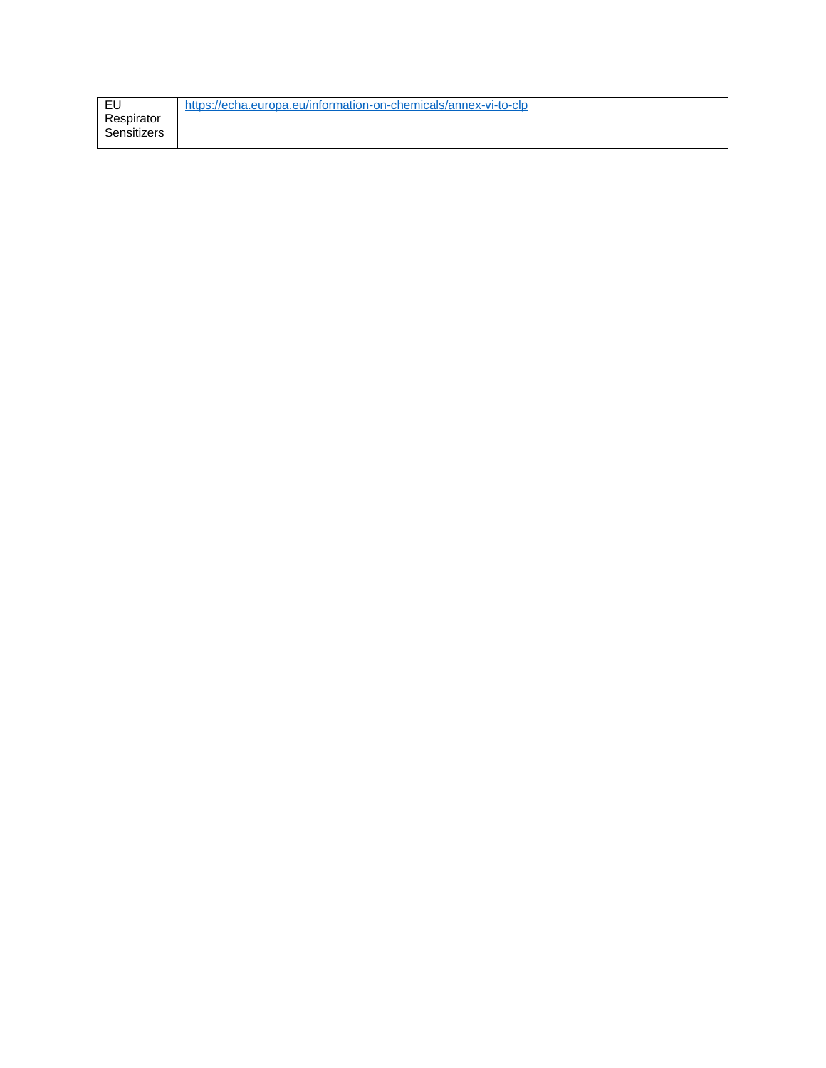| | |
|---|---|
| EU Respirator Sensitizers | https://echa.europa.eu/information-on-chemicals/annex-vi-to-clp |